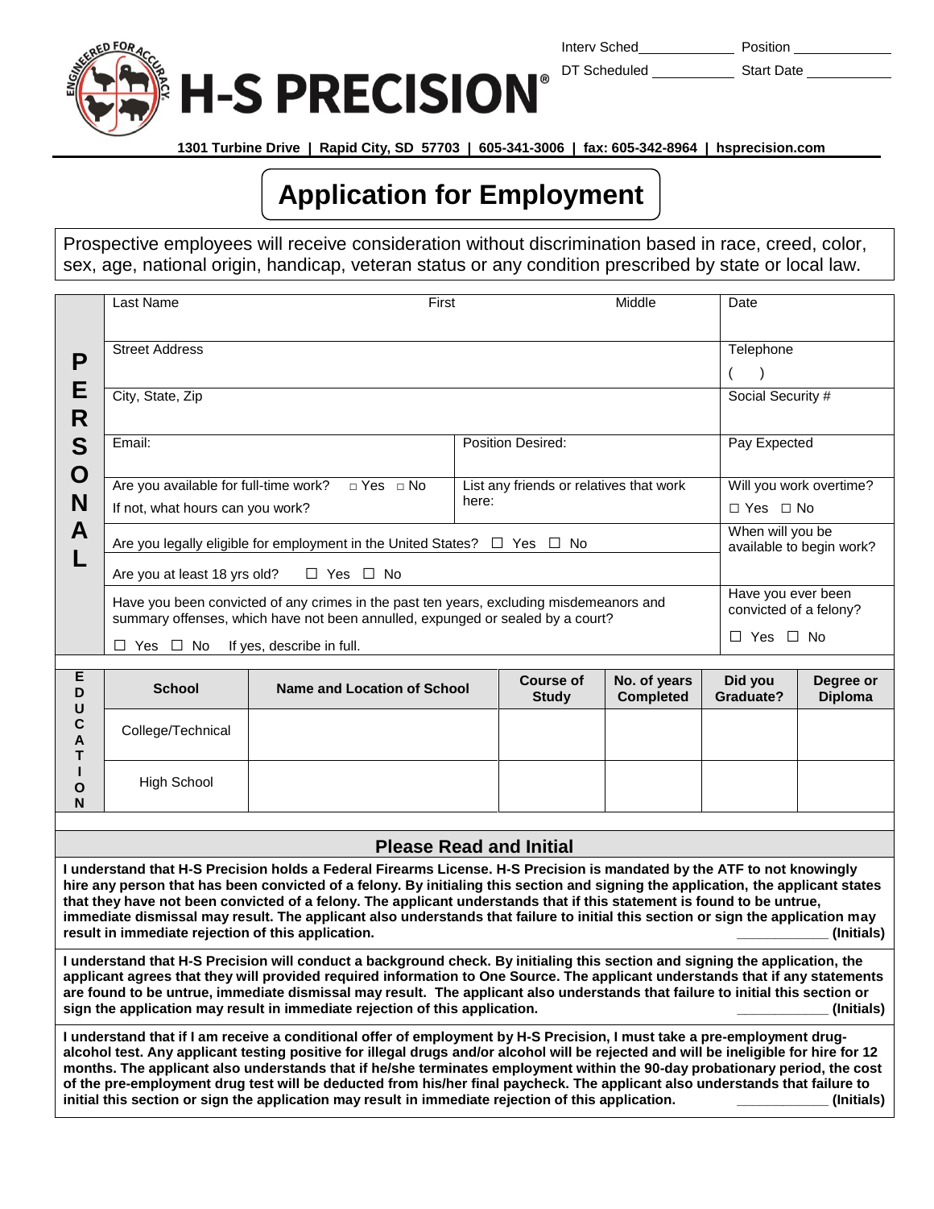Interv Sched____________ Position ____________

DT Scheduled __________ Start Date ___________

# H-S PRECISION®

1301 Turbine Drive | Rapid City, SD 57703 | 605-341-3006 | fax: 605-342-8964 | hsprecision.com

## Application for Employment

Prospective employees will receive consideration without discrimination based in race, creed, color, sex, age, national origin, handicap, veteran status or any condition prescribed by state or local law.

### PERSONAL

| Last Name | First | Middle | Date |
|---|---|---|---|
| Street Address | | | Telephone ( ) |
| City, State, Zip | | | Social Security # |
| Email: | Position Desired: | | Pay Expected |
| Are you available for full-time work? □ Yes □ No<br>If not, what hours can you work? | List any friends or relatives that work here: | | Will you work overtime?<br>☐ Yes ☐ No |
| Are you legally eligible for employment in the United States? ☐ Yes ☐ No | | | When will you be available to begin work? |
| Are you at least 18 yrs old? ☐ Yes ☐ No | | | |
| Have you been convicted of any crimes in the past ten years, excluding misdemeanors and summary offenses, which have not been annulled, expunged or sealed by a court?<br>☐ Yes ☐ No If yes, describe in full. | | | Have you ever been convicted of a felony?<br>☐ Yes ☐ No |

### EDUCATION

| School | Name and Location of School | Course of Study | No. of years Completed | Did you Graduate? | Degree or Diploma |
|---|---|---|---|---|---|
| College/Technical | | | | | |
| High School | | | | | |

### Please Read and Initial

**I understand that H-S Precision holds a Federal Firearms License. H-S Precision is mandated by the ATF to not knowingly hire any person that has been convicted of a felony. By initialing this section and signing the application, the applicant states that they have not been convicted of a felony. The applicant understands that if this statement is found to be untrue, immediate dismissal may result. The applicant also understands that failure to initial this section or sign the application may result in immediate rejection of this application.** ___________ **(Initials)**

**I understand that H-S Precision will conduct a background check. By initialing this section and signing the application, the applicant agrees that they will provided required information to One Source. The applicant understands that if any statements are found to be untrue, immediate dismissal may result. The applicant also understands that failure to initial this section or sign the application may result in immediate rejection of this application.** ___________ **(Initials)**

**I understand that if I am receive a conditional offer of employment by H-S Precision, I must take a pre-employment drug-alcohol test. Any applicant testing positive for illegal drugs and/or alcohol will be rejected and will be ineligible for hire for 12 months. The applicant also understands that if he/she terminates employment within the 90-day probationary period, the cost of the pre-employment drug test will be deducted from his/her final paycheck. The applicant also understands that failure to initial this section or sign the application may result in immediate rejection of this application.** ___________ **(Initials)**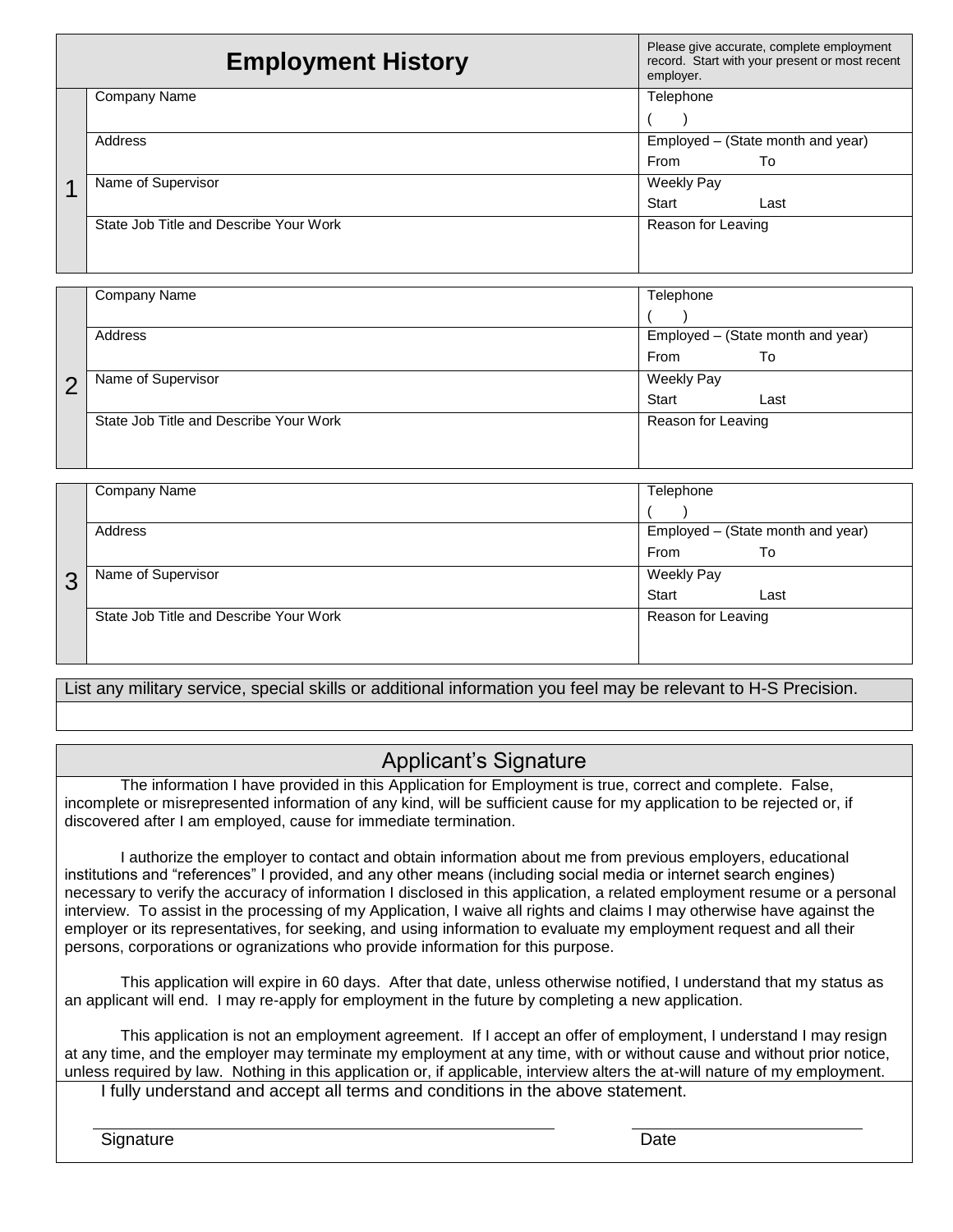## Employment History

Please give accurate, complete employment record. Start with your present or most recent employer.

| | | |
|---|---|---|
| 1 | Company Name | Telephone<br>(   ) |
| | Address | Employed – (State month and year)<br>From To |
| | Name of Supervisor | Weekly Pay<br>Start Last |
| | State Job Title and Describe Your Work | Reason for Leaving |

| | | |
|---|---|---|
| 2 | Company Name | Telephone<br>(   ) |
| | Address | Employed – (State month and year)<br>From To |
| | Name of Supervisor | Weekly Pay<br>Start Last |
| | State Job Title and Describe Your Work | Reason for Leaving |

| | | |
|---|---|---|
| 3 | Company Name | Telephone<br>(   ) |
| | Address | Employed – (State month and year)<br>From To |
| | Name of Supervisor | Weekly Pay<br>Start Last |
| | State Job Title and Describe Your Work | Reason for Leaving |

List any military service, special skills or additional information you feel may be relevant to H-S Precision.

## Applicant's Signature

The information I have provided in this Application for Employment is true, correct and complete. False, incomplete or misrepresented information of any kind, will be sufficient cause for my application to be rejected or, if discovered after I am employed, cause for immediate termination.

I authorize the employer to contact and obtain information about me from previous employers, educational institutions and "references" I provided, and any other means (including social media or internet search engines) necessary to verify the accuracy of information I disclosed in this application, a related employment resume or a personal interview. To assist in the processing of my Application, I waive all rights and claims I may otherwise have against the employer or its representatives, for seeking, and using information to evaluate my employment request and all their persons, corporations or ogranizations who provide information for this purpose.

This application will expire in 60 days. After that date, unless otherwise notified, I understand that my status as an applicant will end. I may re-apply for employment in the future by completing a new application.

This application is not an employment agreement. If I accept an offer of employment, I understand I may resign at any time, and the employer may terminate my employment at any time, with or without cause and without prior notice, unless required by law. Nothing in this application or, if applicable, interview alters the at-will nature of my employment.

I fully understand and accept all terms and conditions in the above statement.

Signature ______________________ Date ______________